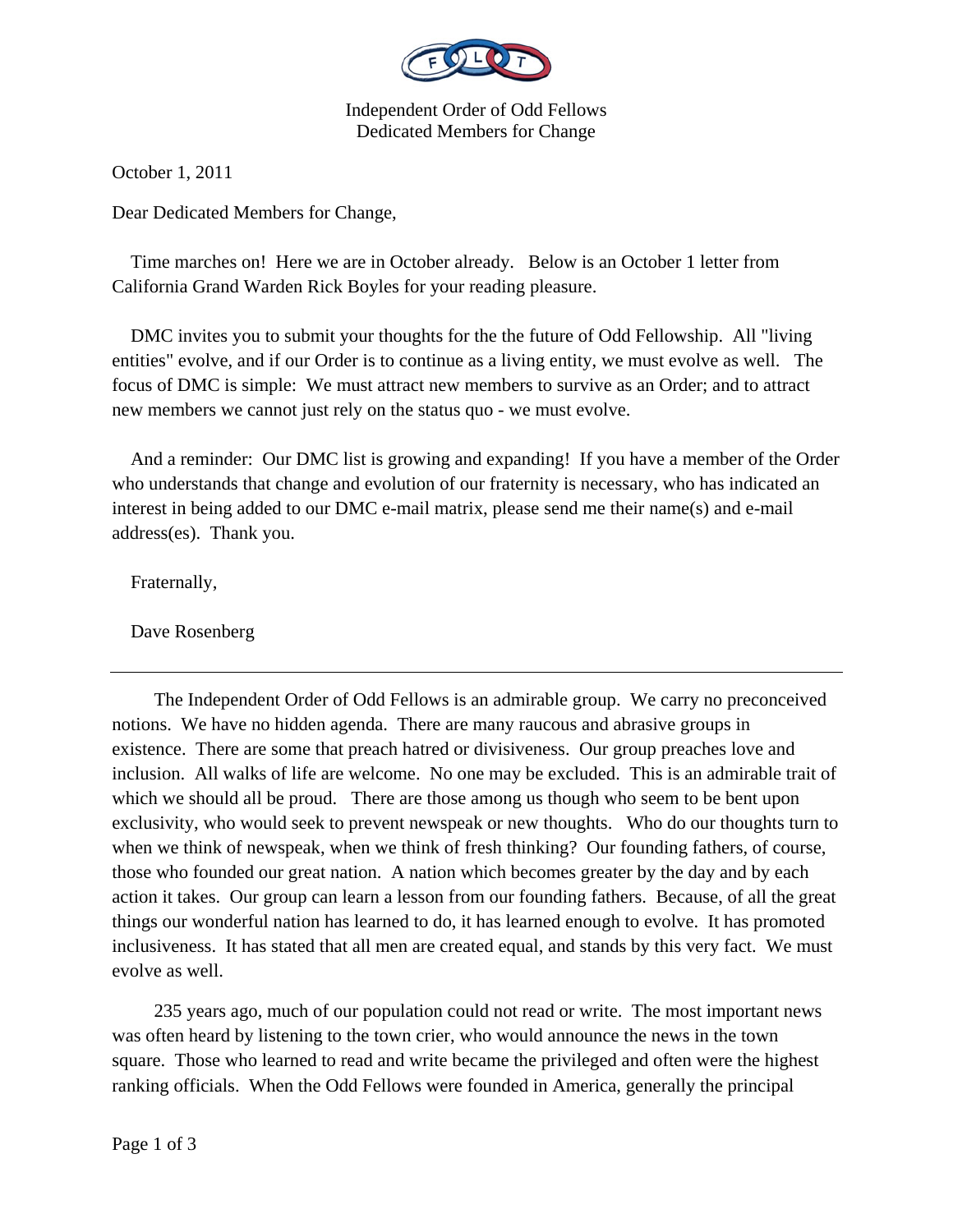Independent Order of Odd Fellows
Dedicated Members for Change

October 1, 2011

Dear Dedicated Members for Change,

Time marches on! Here we are in October already. Below is an October 1 letter from California Grand Warden Rick Boyles for your reading pleasure.

DMC invites you to submit your thoughts for the the future of Odd Fellowship. All "living entities" evolve, and if our Order is to continue as a living entity, we must evolve as well. The focus of DMC is simple: We must attract new members to survive as an Order; and to attract new members we cannot just rely on the status quo - we must evolve.

And a reminder: Our DMC list is growing and expanding! If you have a member of the Order who understands that change and evolution of our fraternity is necessary, who has indicated an interest in being added to our DMC e-mail matrix, please send me their name(s) and e-mail address(es). Thank you.

Fraternally,

Dave Rosenberg

---

The Independent Order of Odd Fellows is an admirable group. We carry no preconceived notions. We have no hidden agenda. There are many raucous and abrasive groups in existence. There are some that preach hatred or divisiveness. Our group preaches love and inclusion. All walks of life are welcome. No one may be excluded. This is an admirable trait of which we should all be proud. There are those among us though who seem to be bent upon exclusivity, who would seek to prevent newspeak or new thoughts. Who do our thoughts turn to when we think of newspeak, when we think of fresh thinking? Our founding fathers, of course, those who founded our great nation. A nation which becomes greater by the day and by each action it takes. Our group can learn a lesson from our founding fathers. Because, of all the great things our wonderful nation has learned to do, it has learned enough to evolve. It has promoted inclusiveness. It has stated that all men are created equal, and stands by this very fact. We must evolve as well.

235 years ago, much of our population could not read or write. The most important news was often heard by listening to the town crier, who would announce the news in the town square. Those who learned to read and write became the privileged and often were the highest ranking officials. When the Odd Fellows were founded in America, generally the principal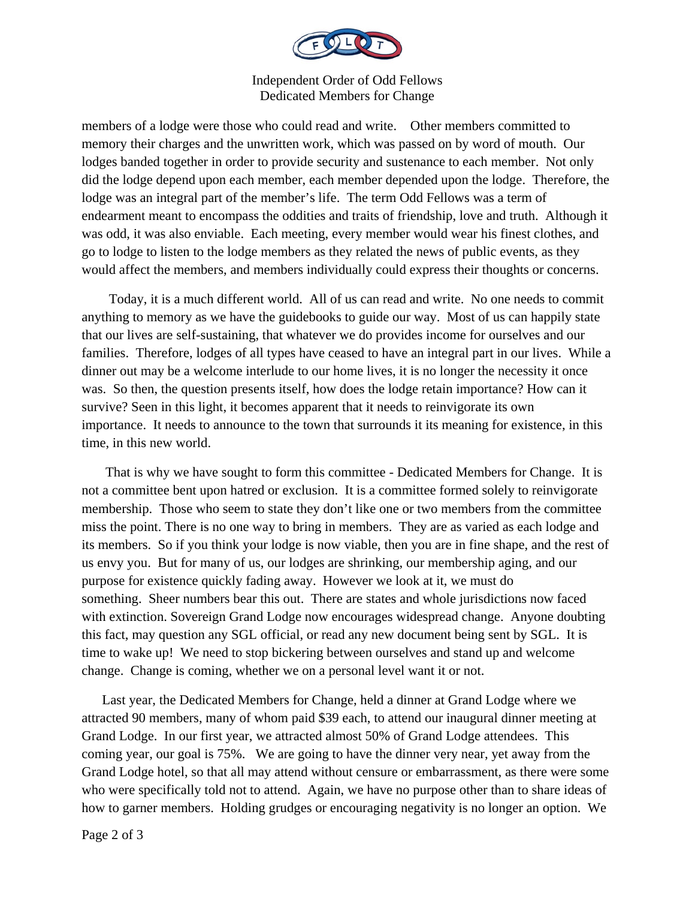members of a lodge were those who could read and write. Other members committed to memory their charges and the unwritten work, which was passed on by word of mouth. Our lodges banded together in order to provide security and sustenance to each member. Not only did the lodge depend upon each member, each member depended upon the lodge. Therefore, the lodge was an integral part of the member's life. The term Odd Fellows was a term of endearment meant to encompass the oddities and traits of friendship, love and truth. Although it was odd, it was also enviable. Each meeting, every member would wear his finest clothes, and go to lodge to listen to the lodge members as they related the news of public events, as they would affect the members, and members individually could express their thoughts or concerns.

Today, it is a much different world. All of us can read and write. No one needs to commit anything to memory as we have the guidebooks to guide our way. Most of us can happily state that our lives are self-sustaining, that whatever we do provides income for ourselves and our families. Therefore, lodges of all types have ceased to have an integral part in our lives. While a dinner out may be a welcome interlude to our home lives, it is no longer the necessity it once was. So then, the question presents itself, how does the lodge retain importance? How can it survive? Seen in this light, it becomes apparent that it needs to reinvigorate its own importance. It needs to announce to the town that surrounds it its meaning for existence, in this time, in this new world.

That is why we have sought to form this committee - Dedicated Members for Change. It is not a committee bent upon hatred or exclusion. It is a committee formed solely to reinvigorate membership. Those who seem to state they don't like one or two members from the committee miss the point. There is no one way to bring in members. They are as varied as each lodge and its members. So if you think your lodge is now viable, then you are in fine shape, and the rest of us envy you. But for many of us, our lodges are shrinking, our membership aging, and our purpose for existence quickly fading away. However we look at it, we must do something. Sheer numbers bear this out. There are states and whole jurisdictions now faced with extinction. Sovereign Grand Lodge now encourages widespread change. Anyone doubting this fact, may question any SGL official, or read any new document being sent by SGL. It is time to wake up! We need to stop bickering between ourselves and stand up and welcome change. Change is coming, whether we on a personal level want it or not.

Last year, the Dedicated Members for Change, held a dinner at Grand Lodge where we attracted 90 members, many of whom paid $39 each, to attend our inaugural dinner meeting at Grand Lodge. In our first year, we attracted almost 50% of Grand Lodge attendees. This coming year, our goal is 75%. We are going to have the dinner very near, yet away from the Grand Lodge hotel, so that all may attend without censure or embarrassment, as there were some who were specifically told not to attend. Again, we have no purpose other than to share ideas of how to garner members. Holding grudges or encouraging negativity is no longer an option. We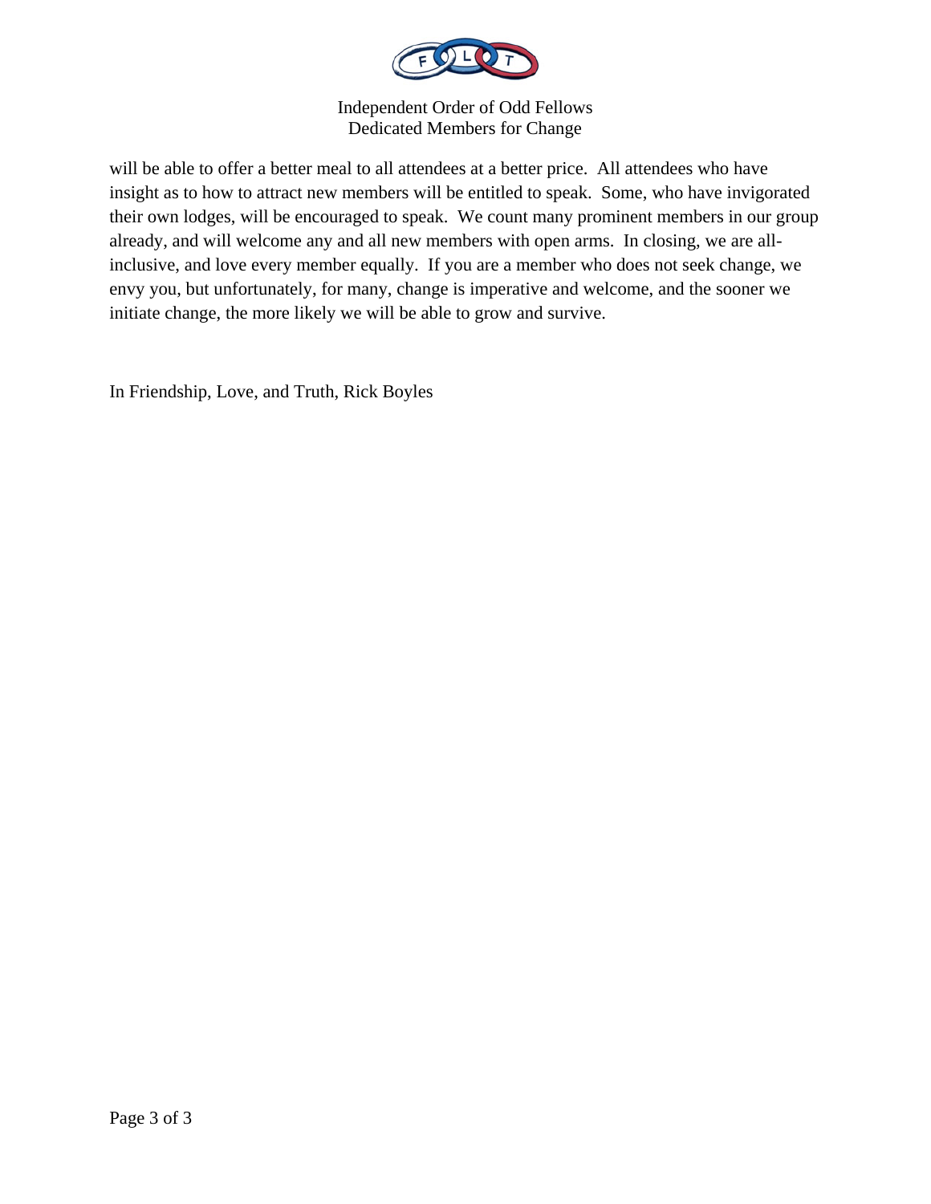will be able to offer a better meal to all attendees at a better price. All attendees who have insight as to how to attract new members will be entitled to speak. Some, who have invigorated their own lodges, will be encouraged to speak. We count many prominent members in our group already, and will welcome any and all new members with open arms. In closing, we are all-inclusive, and love every member equally. If you are a member who does not seek change, we envy you, but unfortunately, for many, change is imperative and welcome, and the sooner we initiate change, the more likely we will be able to grow and survive.

In Friendship, Love, and Truth, Rick Boyles